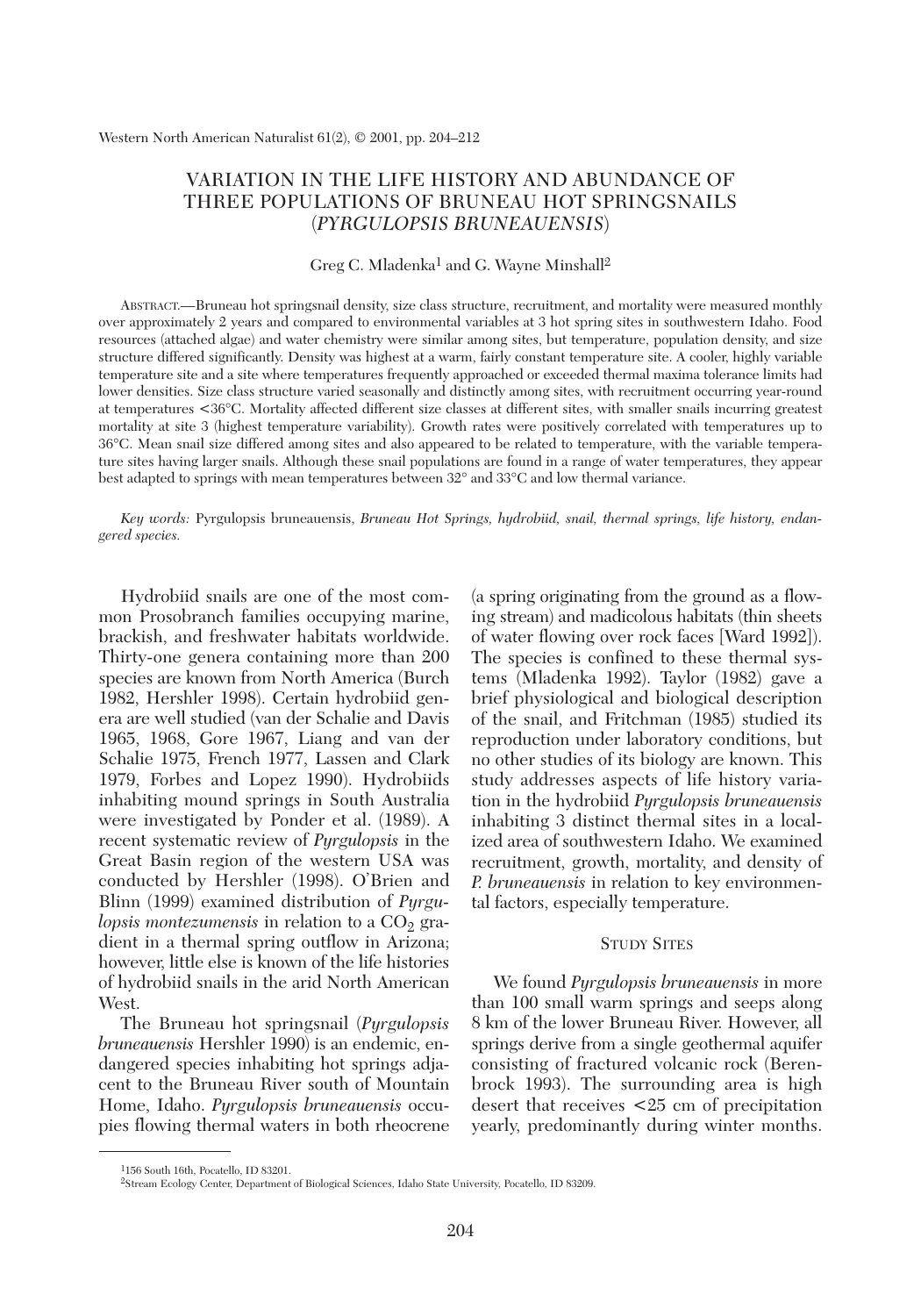# VARIATION IN THE LIFE HISTORY AND ABUNDANCE OF THREE POPULATIONS OF BRUNEAU HOT SPRINGSNAILS (*PYRGULOPSIS BRUNEAUENSIS*)

Greg C. Mladenka[1] and G. Wayne Minshall[2]

ABSTRACT.—Bruneau hot springsnail density, size class structure, recruitment, and mortality were measured monthly over approximately 2 years and compared to environmental variables at 3 hot spring sites in southwestern Idaho. Food resources (attached algae) and water chemistry were similar among sites, but temperature, population density, and size structure differed significantly. Density was highest at a warm, fairly constant temperature site. A cooler, highly variable temperature site and a site where temperatures frequently approached or exceeded thermal maxima tolerance limits had lower densities. Size class structure varied seasonally and distinctly among sites, with recruitment occurring year-round at temperatures <36°C. Mortality affected different size classes at different sites, with smaller snails incurring greatest mortality at site 3 (highest temperature variability). Growth rates were positively correlated with temperatures up to 36°C. Mean snail size differed among sites and also appeared to be related to temperature, with the variable temperature sites having larger snails. Although these snail populations are found in a range of water temperatures, they appear best adapted to springs with mean temperatures between 32° and 33°C and low thermal variance.

*Key words:* Pyrgulopsis bruneauensis, *Bruneau Hot Springs, hydrobiid, snail, thermal springs, life history, endangered species.*

Hydrobiid snails are one of the most common Prosobranch families occupying marine, brackish, and freshwater habitats worldwide. Thirty-one genera containing more than 200 species are known from North America (Burch 1982, Hershler 1998). Certain hydrobiid genera are well studied (van der Schalie and Davis 1965, 1968, Gore 1967, Liang and van der Schalie 1975, French 1977, Lassen and Clark 1979, Forbes and Lopez 1990). Hydrobiids inhabiting mound springs in South Australia were investigated by Ponder et al. (1989). A recent systematic review of *Pyrgulopsis* in the Great Basin region of the western USA was conducted by Hershler (1998). O'Brien and Blinn (1999) examined distribution of *Pyrgulopsis montezumensis* in relation to a $CO_2$ gradient in a thermal spring outflow in Arizona; however, little else is known of the life histories of hydrobiid snails in the arid North American West.

The Bruneau hot springsnail (*Pyrgulopsis bruneauensis* Hershler 1990) is an endemic, endangered species inhabiting hot springs adjacent to the Bruneau River south of Mountain Home, Idaho. *Pyrgulopsis bruneauensis* occupies flowing thermal waters in both rheocrene (a spring originating from the ground as a flowing stream) and madicolous habitats (thin sheets of water flowing over rock faces [Ward 1992]). The species is confined to these thermal systems (Mladenka 1992). Taylor (1982) gave a brief physiological and biological description of the snail, and Fritchman (1985) studied its reproduction under laboratory conditions, but no other studies of its biology are known. This study addresses aspects of life history variation in the hydrobiid *Pyrgulopsis bruneauensis* inhabiting 3 distinct thermal sites in a localized area of southwestern Idaho. We examined recruitment, growth, mortality, and density of *P. bruneauensis* in relation to key environmental factors, especially temperature.

## STUDY SITES

We found *Pyrgulopsis bruneauensis* in more than 100 small warm springs and seeps along 8 km of the lower Bruneau River. However, all springs derive from a single geothermal aquifer consisting of fractured volcanic rock (Berenbrock 1993). The surrounding area is high desert that receives <25 cm of precipitation yearly, predominantly during winter months.

[1]156 South 16th, Pocatello, ID 83201.

[2]Stream Ecology Center, Department of Biological Sciences, Idaho State University, Pocatello, ID 83209.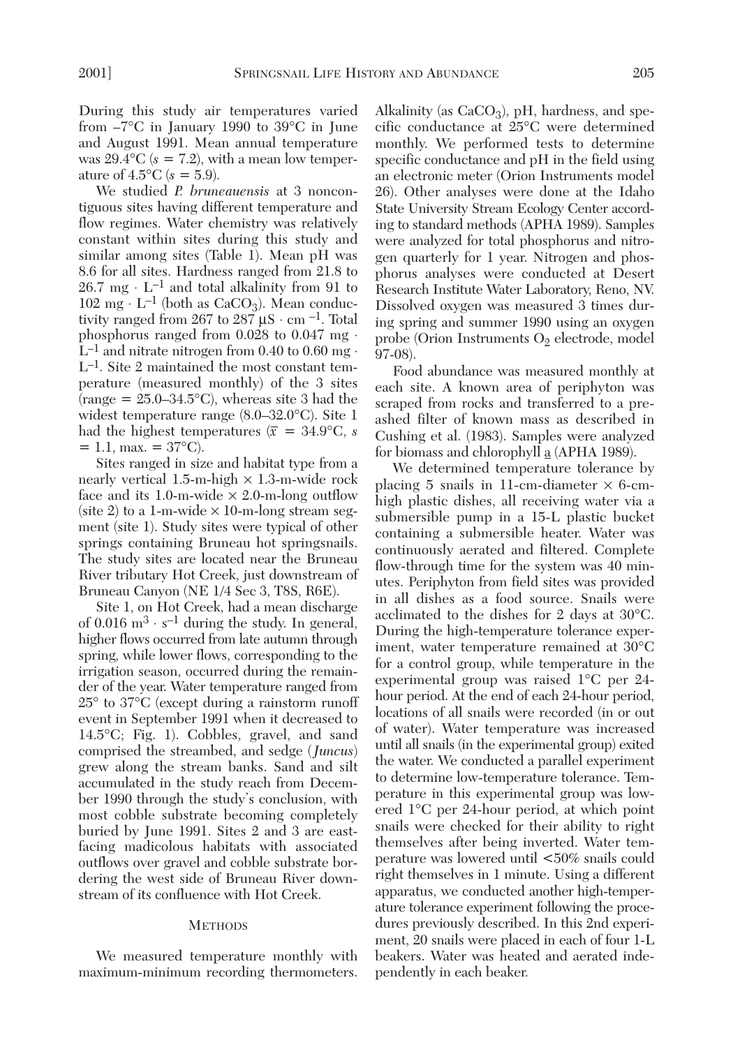During this study air temperatures varied from –7°C in January 1990 to 39°C in June and August 1991. Mean annual temperature was 29.4°C ($s$ = 7.2), with a mean low temperature of 4.5°C ($s$ = 5.9).

We studied *P. bruneauensis* at 3 noncontiguous sites having different temperature and flow regimes. Water chemistry was relatively constant within sites during this study and similar among sites (Table 1). Mean pH was 8.6 for all sites. Hardness ranged from 21.8 to 26.7 mg · $L^{-1}$ and total alkalinity from 91 to 102 mg · $L^{-1}$ (both as $CaCO_3$). Mean conductivity ranged from 267 to 287 μS · $cm^{-1}$. Total phosphorus ranged from 0.028 to 0.047 mg · $L^{-1}$ and nitrate nitrogen from 0.40 to 0.60 mg · $L^{-1}$. Site 2 maintained the most constant temperature (measured monthly) of the 3 sites (range = 25.0–34.5°C), whereas site 3 had the widest temperature range (8.0–32.0°C). Site 1 had the highest temperatures ($\bar{x}$ = 34.9°C, $s$ = 1.1, max. = 37°C).

Sites ranged in size and habitat type from a nearly vertical 1.5-m-high × 1.3-m-wide rock face and its 1.0-m-wide × 2.0-m-long outflow (site 2) to a 1-m-wide × 10-m-long stream segment (site 1). Study sites were typical of other springs containing Bruneau hot springsnails. The study sites are located near the Bruneau River tributary Hot Creek, just downstream of Bruneau Canyon (NE 1/4 Sec 3, T8S, R6E).

Site 1, on Hot Creek, had a mean discharge of 0.016 $m^3 \cdot s^{-1}$ during the study. In general, higher flows occurred from late autumn through spring, while lower flows, corresponding to the irrigation season, occurred during the remainder of the year. Water temperature ranged from 25° to 37°C (except during a rainstorm runoff event in September 1991 when it decreased to 14.5°C; Fig. 1). Cobbles, gravel, and sand comprised the streambed, and sedge (*Juncus*) grew along the stream banks. Sand and silt accumulated in the study reach from December 1990 through the study's conclusion, with most cobble substrate becoming completely buried by June 1991. Sites 2 and 3 are east-facing madicolous habitats with associated outflows over gravel and cobble substrate bordering the west side of Bruneau River downstream of its confluence with Hot Creek.

## Methods

We measured temperature monthly with maximum-minimum recording thermometers. Alkalinity (as $CaCO_3$), pH, hardness, and specific conductance at 25°C were determined monthly. We performed tests to determine specific conductance and pH in the field using an electronic meter (Orion Instruments model 26). Other analyses were done at the Idaho State University Stream Ecology Center according to standard methods (APHA 1989). Samples were analyzed for total phosphorus and nitrogen quarterly for 1 year. Nitrogen and phosphorus analyses were conducted at Desert Research Institute Water Laboratory, Reno, NV. Dissolved oxygen was measured 3 times during spring and summer 1990 using an oxygen probe (Orion Instruments $O_2$ electrode, model 97-08).

Food abundance was measured monthly at each site. A known area of periphyton was scraped from rocks and transferred to a preashed filter of known mass as described in Cushing et al. (1983). Samples were analyzed for biomass and chlorophyll a (APHA 1989).

We determined temperature tolerance by placing 5 snails in 11-cm-diameter × 6-cm-high plastic dishes, all receiving water via a submersible pump in a 15-L plastic bucket containing a submersible heater. Water was continuously aerated and filtered. Complete flow-through time for the system was 40 minutes. Periphyton from field sites was provided in all dishes as a food source. Snails were acclimated to the dishes for 2 days at 30°C. During the high-temperature tolerance experiment, water temperature remained at 30°C for a control group, while temperature in the experimental group was raised 1°C per 24-hour period. At the end of each 24-hour period, locations of all snails were recorded (in or out of water). Water temperature was increased until all snails (in the experimental group) exited the water. We conducted a parallel experiment to determine low-temperature tolerance. Temperature in this experimental group was lowered 1°C per 24-hour period, at which point snails were checked for their ability to right themselves after being inverted. Water temperature was lowered until <50% snails could right themselves in 1 minute. Using a different apparatus, we conducted another high-temperature tolerance experiment following the procedures previously described. In this 2nd experiment, 20 snails were placed in each of four 1-L beakers. Water was heated and aerated independently in each beaker.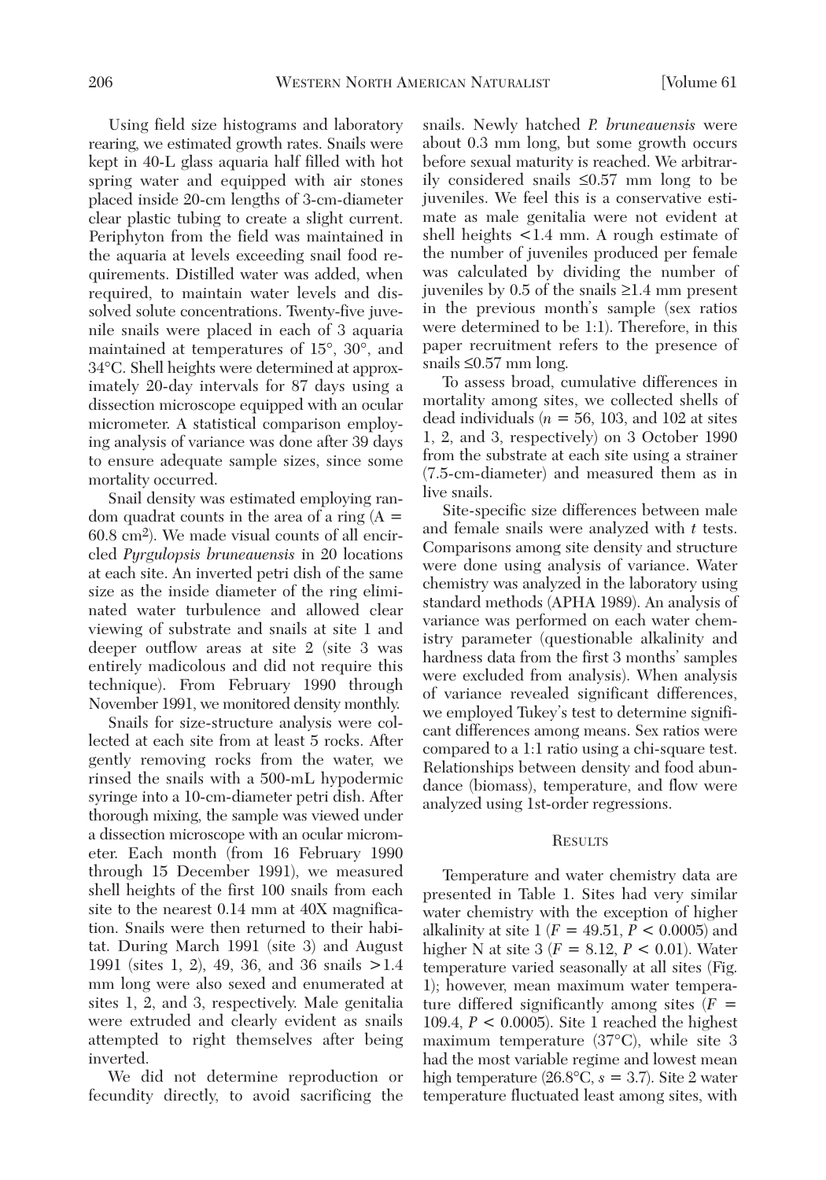Using field size histograms and laboratory rearing, we estimated growth rates. Snails were kept in 40-L glass aquaria half filled with hot spring water and equipped with air stones placed inside 20-cm lengths of 3-cm-diameter clear plastic tubing to create a slight current. Periphyton from the field was maintained in the aquaria at levels exceeding snail food requirements. Distilled water was added, when required, to maintain water levels and dissolved solute concentrations. Twenty-five juvenile snails were placed in each of 3 aquaria maintained at temperatures of 15°, 30°, and 34°C. Shell heights were determined at approximately 20-day intervals for 87 days using a dissection microscope equipped with an ocular micrometer. A statistical comparison employing analysis of variance was done after 39 days to ensure adequate sample sizes, since some mortality occurred.

Snail density was estimated employing random quadrat counts in the area of a ring ($A = 60.8$ cm$^2$). We made visual counts of all encircled *Pyrgulopsis bruneauensis* in 20 locations at each site. An inverted petri dish of the same size as the inside diameter of the ring eliminated water turbulence and allowed clear viewing of substrate and snails at site 1 and deeper outflow areas at site 2 (site 3 was entirely madicolous and did not require this technique). From February 1990 through November 1991, we monitored density monthly.

Snails for size-structure analysis were collected at each site from at least 5 rocks. After gently removing rocks from the water, we rinsed the snails with a 500-mL hypodermic syringe into a 10-cm-diameter petri dish. After thorough mixing, the sample was viewed under a dissection microscope with an ocular micrometer. Each month (from 16 February 1990 through 15 December 1991), we measured shell heights of the first 100 snails from each site to the nearest 0.14 mm at 40X magnification. Snails were then returned to their habitat. During March 1991 (site 3) and August 1991 (sites 1, 2), 49, 36, and 36 snails $>1.4$ mm long were also sexed and enumerated at sites 1, 2, and 3, respectively. Male genitalia were extruded and clearly evident as snails attempted to right themselves after being inverted.

We did not determine reproduction or fecundity directly, to avoid sacrificing the snails. Newly hatched *P. bruneauensis* were about 0.3 mm long, but some growth occurs before sexual maturity is reached. We arbitrarily considered snails $\leq 0.57$ mm long to be juveniles. We feel this is a conservative estimate as male genitalia were not evident at shell heights $<1.4$ mm. A rough estimate of the number of juveniles produced per female was calculated by dividing the number of juveniles by 0.5 of the snails $\geq 1.4$ mm present in the previous month's sample (sex ratios were determined to be 1:1). Therefore, in this paper recruitment refers to the presence of snails $\leq 0.57$ mm long.

To assess broad, cumulative differences in mortality among sites, we collected shells of dead individuals ($n = 56$, 103, and 102 at sites 1, 2, and 3, respectively) on 3 October 1990 from the substrate at each site using a strainer (7.5-cm-diameter) and measured them as in live snails.

Site-specific size differences between male and female snails were analyzed with $t$ tests. Comparisons among site density and structure were done using analysis of variance. Water chemistry was analyzed in the laboratory using standard methods (APHA 1989). An analysis of variance was performed on each water chemistry parameter (questionable alkalinity and hardness data from the first 3 months' samples were excluded from analysis). When analysis of variance revealed significant differences, we employed Tukey's test to determine significant differences among means. Sex ratios were compared to a 1:1 ratio using a chi-square test. Relationships between density and food abundance (biomass), temperature, and flow were analyzed using 1st-order regressions.

## Results

Temperature and water chemistry data are presented in Table 1. Sites had very similar water chemistry with the exception of higher alkalinity at site 1 ($F = 49.51$, $P < 0.0005$) and higher N at site 3 ($F = 8.12$, $P < 0.01$). Water temperature varied seasonally at all sites (Fig. 1); however, mean maximum water temperature differed significantly among sites ($F = 109.4$, $P < 0.0005$). Site 1 reached the highest maximum temperature (37°C), while site 3 had the most variable regime and lowest mean high temperature (26.8°C, $s = 3.7$). Site 2 water temperature fluctuated least among sites, with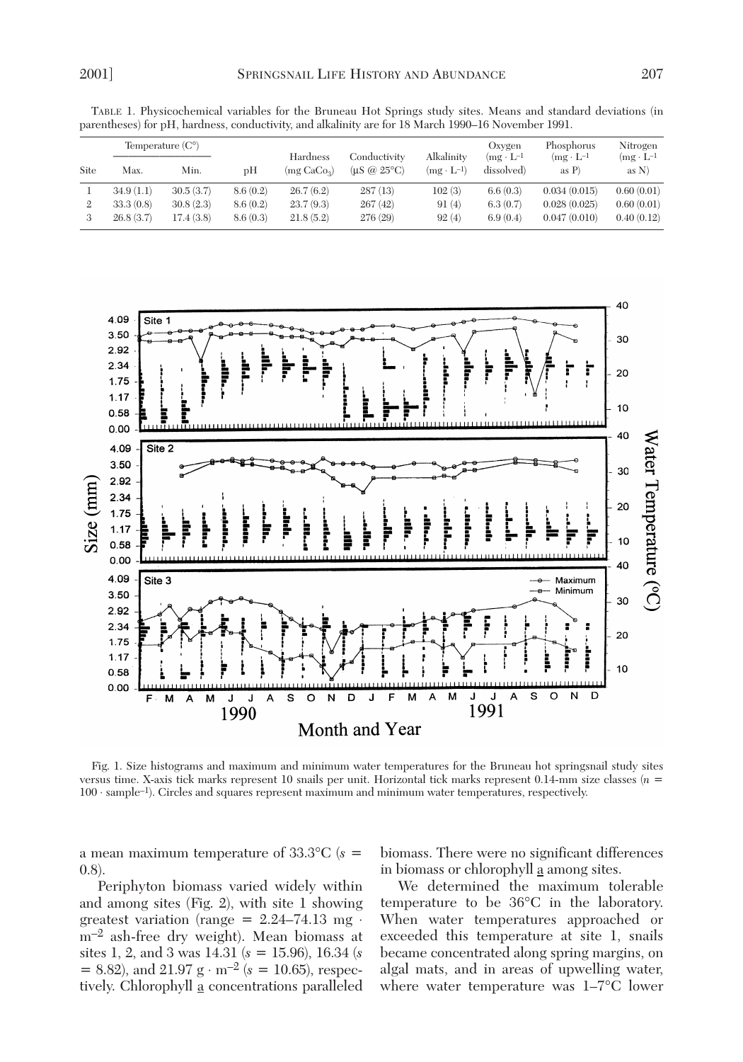TABLE 1. Physicochemical variables for the Bruneau Hot Springs study sites. Means and standard deviations (in parentheses) for pH, hardness, conductivity, and alkalinity are for 18 March 1990–16 November 1991.

| | Temperature (C°) | | | Hardness | Conductivity | Alkalinity | Oxygen | Phosphorus | Nitrogen |
|---|---|---|---|---|---|---|---|---|---|
| Site | Max. | Min. | pH | (mg $CaCO_3$) | (μS @ 25°C) | ($mg \cdot L^{-1}$) | ($mg \cdot L^{-1}$ dissolved) | ($mg \cdot L^{-1}$ as P) | ($mg \cdot L^{-1}$ as N) |
| 1 | 34.9 (1.1) | 30.5 (3.7) | 8.6 (0.2) | 26.7 (6.2) | 287 (13) | 102 (3) | 6.6 (0.3) | 0.034 (0.015) | 0.60 (0.01) |
| 2 | 33.3 (0.8) | 30.8 (2.3) | 8.6 (0.2) | 23.7 (9.3) | 267 (42) | 91 (4) | 6.3 (0.7) | 0.028 (0.025) | 0.60 (0.01) |
| 3 | 26.8 (3.7) | 17.4 (3.8) | 8.6 (0.3) | 21.8 (5.2) | 276 (29) | 92 (4) | 6.9 (0.4) | 0.047 (0.010) | 0.40 (0.12) |

Fig. 1. Size histograms and maximum and minimum water temperatures for the Bruneau hot springsnail study sites versus time. X-axis tick marks represent 10 snails per unit. Horizontal tick marks represent 0.14-mm size classes ($n = 100 \cdot sample^{-1}$). Circles and squares represent maximum and minimum water temperatures, respectively.

a mean maximum temperature of 33.3°C ($s$ = 0.8).

Periphyton biomass varied widely within and among sites (Fig. 2), with site 1 showing greatest variation (range = 2.24–74.13 $mg \cdot m^{-2}$ ash-free dry weight). Mean biomass at sites 1, 2, and 3 was 14.31 ($s$ = 15.96), 16.34 ($s$ = 8.82), and 21.97 $g \cdot m^{-2}$ ($s$ = 10.65), respectively. Chlorophyll a concentrations paralleled biomass. There were no significant differences in biomass or chlorophyll a among sites.

We determined the maximum tolerable temperature to be 36°C in the laboratory. When water temperatures approached or exceeded this temperature at site 1, snails became concentrated along spring margins, on algal mats, and in areas of upwelling water, where water temperature was 1–7°C lower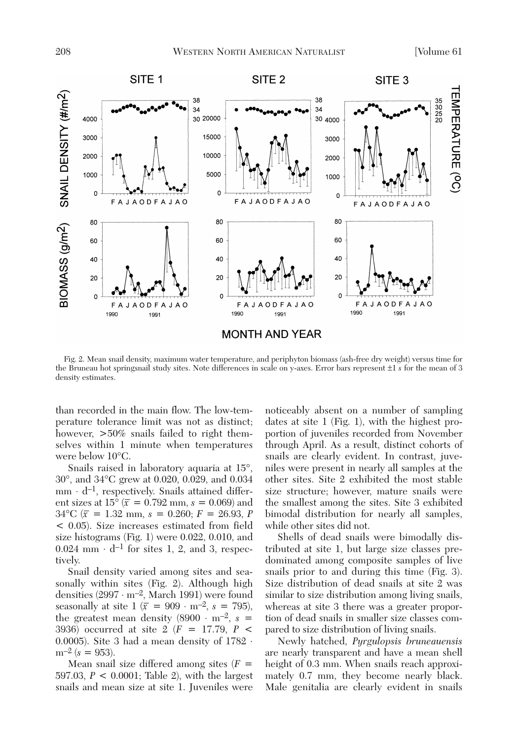Fig. 2. Mean snail density, maximum water temperature, and periphyton biomass (ash-free dry weight) versus time for the Bruneau hot springsnail study sites. Note differences in scale on y-axes. Error bars represent ±1 *s* for the mean of 3 density estimates.

than recorded in the main flow. The low-temperature tolerance limit was not as distinct; however, >50% snails failed to right themselves within 1 minute when temperatures were below 10°C.

Snails raised in laboratory aquaria at 15°, 30°, and 34°C grew at 0.020, 0.029, and 0.034 $mm \cdot d^{-1}$, respectively. Snails attained different sizes at 15° ($\bar{x}$ = 0.792 mm, $s$ = 0.069) and 34°C ($\bar{x}$ = 1.32 mm, $s$ = 0.260; $F$ = 26.93, $P$ < 0.05). Size increases estimated from field size histograms (Fig. 1) were 0.022, 0.010, and 0.024 $mm \cdot d^{-1}$ for sites 1, 2, and 3, respectively.

Snail density varied among sites and seasonally within sites (Fig. 2). Although high densities ($2997 \cdot m^{-2}$, March 1991) were found seasonally at site 1 ($\bar{x}$ = $909 \cdot m^{-2}$, $s$ = 795), the greatest mean density ($8900 \cdot m^{-2}$, $s$ = 3936) occurred at site 2 ($F$ = 17.79, $P$ < 0.0005). Site 3 had a mean density of $1782 \cdot m^{-2}$ ($s$ = 953).

Mean snail size differed among sites ($F$ = 597.03, $P$ < 0.0001; Table 2), with the largest snails and mean size at site 1. Juveniles were noticeably absent on a number of sampling dates at site 1 (Fig. 1), with the highest proportion of juveniles recorded from November through April. As a result, distinct cohorts of snails are clearly evident. In contrast, juveniles were present in nearly all samples at the other sites. Site 2 exhibited the most stable size structure; however, mature snails were the smallest among the sites. Site 3 exhibited bimodal distribution for nearly all samples, while other sites did not.

Shells of dead snails were bimodally distributed at site 1, but large size classes predominated among composite samples of live snails prior to and during this time (Fig. 3). Size distribution of dead snails at site 2 was similar to size distribution among living snails, whereas at site 3 there was a greater proportion of dead snails in smaller size classes compared to size distribution of living snails.

Newly hatched, *Pyrgulopsis bruneauensis* are nearly transparent and have a mean shell height of 0.3 mm. When snails reach approximately 0.7 mm, they become nearly black. Male genitalia are clearly evident in snails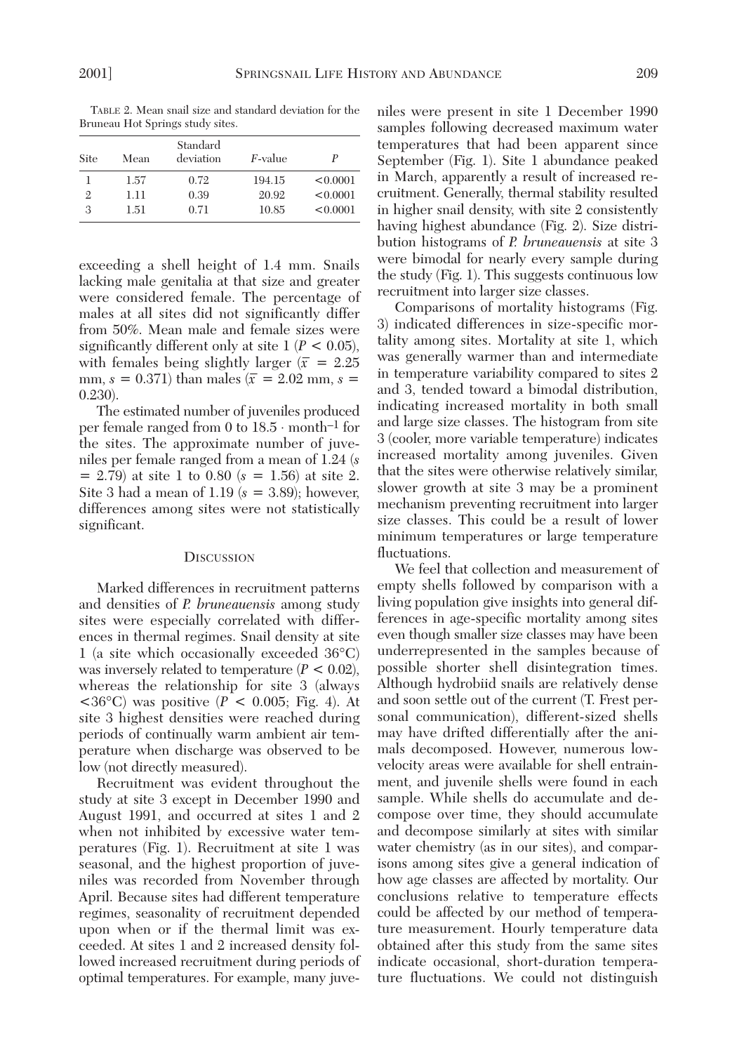TABLE 2. Mean snail size and standard deviation for the Bruneau Hot Springs study sites.

| Site | Mean | Standard deviation | $F$-value | $P$ |
|---|---|---|---|---|
| 1 | 1.57 | 0.72 | 194.15 | <0.0001 |
| 2 | 1.11 | 0.39 | 20.92 | <0.0001 |
| 3 | 1.51 | 0.71 | 10.85 | <0.0001 |

exceeding a shell height of 1.4 mm. Snails lacking male genitalia at that size and greater were considered female. The percentage of males at all sites did not significantly differ from 50%. Mean male and female sizes were significantly different only at site 1 ($P < 0.05$), with females being slightly larger ($\bar{x} = 2.25$ mm, $s = 0.371$) than males ($\bar{x} = 2.02$ mm, $s = 0.230$).

The estimated number of juveniles produced per female ranged from 0 to $18.5 \cdot \text{month}^{-1}$ for the sites. The approximate number of juveniles per female ranged from a mean of 1.24 ($s = 2.79$) at site 1 to 0.80 ($s = 1.56$) at site 2. Site 3 had a mean of 1.19 ($s = 3.89$); however, differences among sites were not statistically significant.

## DISCUSSION

Marked differences in recruitment patterns and densities of *P. bruneauensis* among study sites were especially correlated with differences in thermal regimes. Snail density at site 1 (a site which occasionally exceeded 36°C) was inversely related to temperature ($P < 0.02$), whereas the relationship for site 3 (always <36°C) was positive ($P < 0.005$; Fig. 4). At site 3 highest densities were reached during periods of continually warm ambient air temperature when discharge was observed to be low (not directly measured).

Recruitment was evident throughout the study at site 3 except in December 1990 and August 1991, and occurred at sites 1 and 2 when not inhibited by excessive water temperatures (Fig. 1). Recruitment at site 1 was seasonal, and the highest proportion of juveniles was recorded from November through April. Because sites had different temperature regimes, seasonality of recruitment depended upon when or if the thermal limit was exceeded. At sites 1 and 2 increased density followed increased recruitment during periods of optimal temperatures. For example, many juveniles were present in site 1 December 1990 samples following decreased maximum water temperatures that had been apparent since September (Fig. 1). Site 1 abundance peaked in March, apparently a result of increased recruitment. Generally, thermal stability resulted in higher snail density, with site 2 consistently having highest abundance (Fig. 2). Size distribution histograms of *P. bruneauensis* at site 3 were bimodal for nearly every sample during the study (Fig. 1). This suggests continuous low recruitment into larger size classes.

Comparisons of mortality histograms (Fig. 3) indicated differences in size-specific mortality among sites. Mortality at site 1, which was generally warmer than and intermediate in temperature variability compared to sites 2 and 3, tended toward a bimodal distribution, indicating increased mortality in both small and large size classes. The histogram from site 3 (cooler, more variable temperature) indicates increased mortality among juveniles. Given that the sites were otherwise relatively similar, slower growth at site 3 may be a prominent mechanism preventing recruitment into larger size classes. This could be a result of lower minimum temperatures or large temperature fluctuations.

We feel that collection and measurement of empty shells followed by comparison with a living population give insights into general differences in age-specific mortality among sites even though smaller size classes may have been underrepresented in the samples because of possible shorter shell disintegration times. Although hydrobiid snails are relatively dense and soon settle out of the current (T. Frest personal communication), different-sized shells may have drifted differentially after the animals decomposed. However, numerous low-velocity areas were available for shell entrainment, and juvenile shells were found in each sample. While shells do accumulate and decompose over time, they should accumulate and decompose similarly at sites with similar water chemistry (as in our sites), and comparisons among sites give a general indication of how age classes are affected by mortality. Our conclusions relative to temperature effects could be affected by our method of temperature measurement. Hourly temperature data obtained after this study from the same sites indicate occasional, short-duration temperature fluctuations. We could not distinguish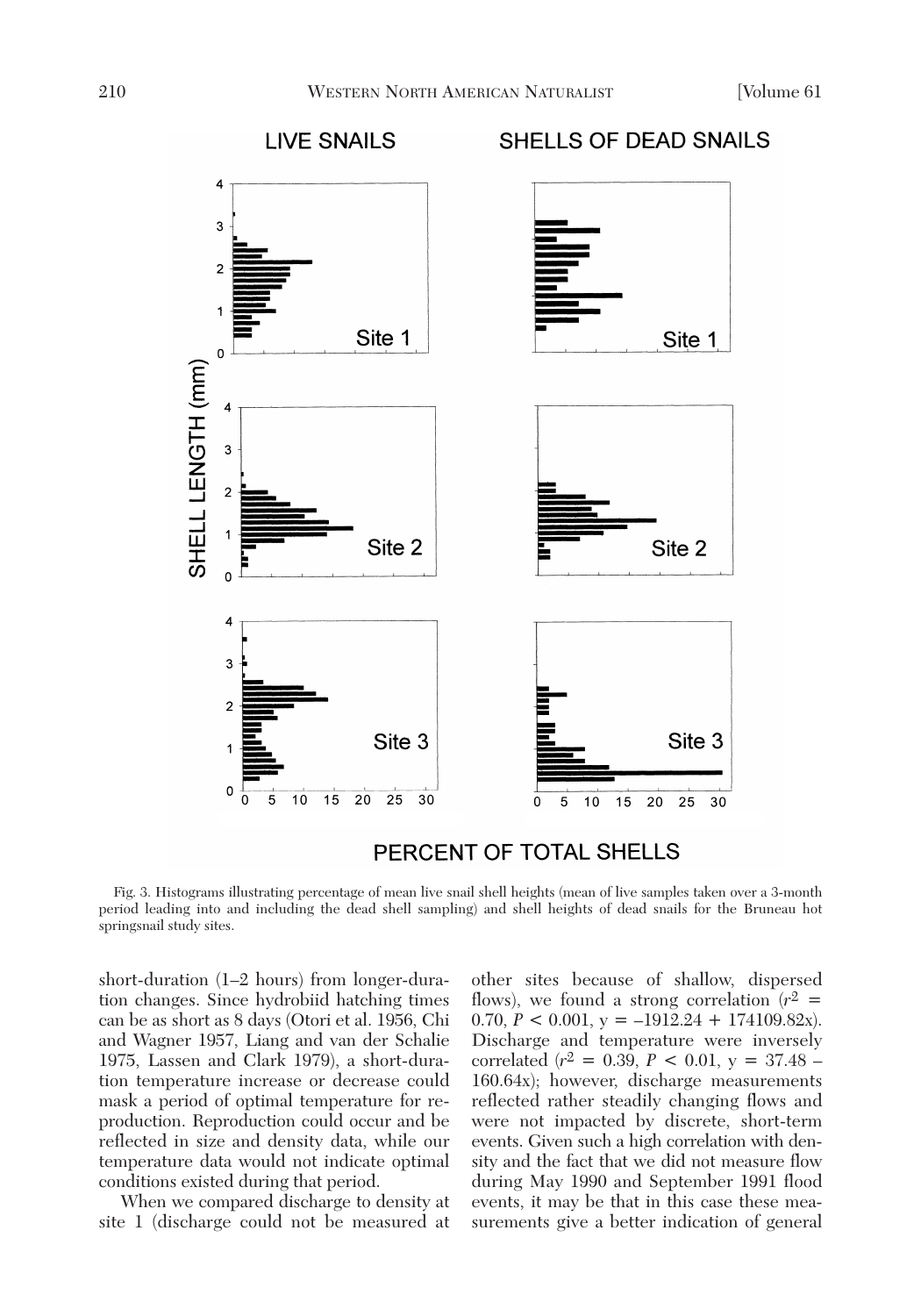Fig. 3. Histograms illustrating percentage of mean live snail shell heights (mean of live samples taken over a 3-month period leading into and including the dead shell sampling) and shell heights of dead snails for the Bruneau hot springsnail study sites.

short-duration (1–2 hours) from longer-duration changes. Since hydrobiid hatching times can be as short as 8 days (Otori et al. 1956, Chi and Wagner 1957, Liang and van der Schalie 1975, Lassen and Clark 1979), a short-duration temperature increase or decrease could mask a period of optimal temperature for reproduction. Reproduction could occur and be reflected in size and density data, while our temperature data would not indicate optimal conditions existed during that period.

When we compared discharge to density at site 1 (discharge could not be measured at other sites because of shallow, dispersed flows), we found a strong correlation ($r^2$ = 0.70, $P < 0.001$, $y = -1912.24 + 174109.82x$). Discharge and temperature were inversely correlated ($r^2$ = 0.39, $P < 0.01$, $y = 37.48 - 160.64x$); however, discharge measurements reflected rather steadily changing flows and were not impacted by discrete, short-term events. Given such a high correlation with density and the fact that we did not measure flow during May 1990 and September 1991 flood events, it may be that in this case these measurements give a better indication of general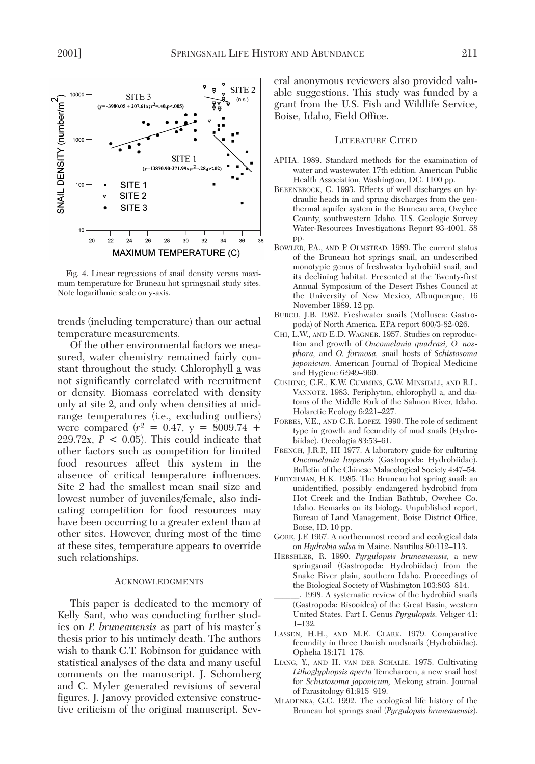Fig. 4. Linear regressions of snail density versus maximum temperature for Bruneau hot springsnail study sites. Note logarithmic scale on y-axis.

trends (including temperature) than our actual temperature measurements.

Of the other environmental factors we measured, water chemistry remained fairly constant throughout the study. Chlorophyll a was not significantly correlated with recruitment or density. Biomass correlated with density only at site 2, and only when densities at mid-range temperatures (i.e., excluding outliers) were compared ($r^2$ = 0.47, y = 8009.74 + 229.72x, $P < 0.05$). This could indicate that other factors such as competition for limited food resources affect this system in the absence of critical temperature influences. Site 2 had the smallest mean snail size and lowest number of juveniles/female, also indicating competition for food resources may have been occurring to a greater extent than at other sites. However, during most of the time at these sites, temperature appears to override such relationships.

## ACKNOWLEDGMENTS

This paper is dedicated to the memory of Kelly Sant, who was conducting further studies on *P. bruneauensis* as part of his master's thesis prior to his untimely death. The authors wish to thank C.T. Robinson for guidance with statistical analyses of the data and many useful comments on the manuscript. J. Schomberg and C. Myler generated revisions of several figures. J. Janovy provided extensive constructive criticism of the original manuscript. Several anonymous reviewers also provided valuable suggestions. This study was funded by a grant from the U.S. Fish and Wildlife Service, Boise, Idaho, Field Office.

## LITERATURE CITED

APHA. 1989. Standard methods for the examination of water and wastewater. 17th edition. American Public Health Association, Washington, DC. 1100 pp.

BERENBROCK, C. 1993. Effects of well discharges on hydraulic heads in and spring discharges from the geothermal aquifer system in the Bruneau area, Owyhee County, southwestern Idaho. U.S. Geologic Survey Water-Resources Investigations Report 93-4001. 58 pp.

BOWLER, P.A., AND P. OLMSTEAD. 1989. The current status of the Bruneau hot springs snail, an undescribed monotypic genus of freshwater hydrobiid snail, and its declining habitat. Presented at the Twenty-first Annual Symposium of the Desert Fishes Council at the University of New Mexico, Albuquerque, 16 November 1989. 12 pp.

BURCH, J.B. 1982. Freshwater snails (Mollusca: Gastropoda) of North America. EPA report 600/3-82-026.

CHI, L.W., AND E.D. WAGNER. 1957. Studies on reproduction and growth of *Oncomelania quadrasi, O. nosphora,* and *O. formosa,* snail hosts of *Schistosoma japonicum.* American Journal of Tropical Medicine and Hygiene 6:949–960.

CUSHING, C.E., K.W. CUMMINS, G.W. MINSHALL, AND R.L. VANNOTE. 1983. Periphyton, chlorophyll a, and diatoms of the Middle Fork of the Salmon River, Idaho. Holarctic Ecology 6:221–227.

FORBES, V.E., AND G.R. LOPEZ. 1990. The role of sediment type in growth and fecundity of mud snails (Hydrobiidae). Oecologia 83:53–61.

FRENCH, J.R.P., III 1977. A laboratory guide for culturing *Oncomelania hupensis* (Gastropoda: Hydrobiidae). Bulletin of the Chinese Malacological Society 4:47–54.

FRITCHMAN, H.K. 1985. The Bruneau hot spring snail: an unidentified, possibly endangered hydrobiid from Hot Creek and the Indian Bathtub, Owyhee Co. Idaho. Remarks on its biology. Unpublished report, Bureau of Land Management, Boise District Office, Boise, ID. 10 pp.

GORE, J.F. 1967. A northernmost record and ecological data on *Hydrobia salsa* in Maine. Nautilus 80:112–113.

HERSHLER, R. 1990. *Pyrgulopsis bruneauensis,* a new springsnail (Gastropoda: Hydrobiidae) from the Snake River plain, southern Idaho. Proceedings of the Biological Society of Washington 103:803–814.

______. 1998. A systematic review of the hydrobiid snails (Gastropoda: Risooidea) of the Great Basin, western United States. Part I. Genus *Pyrgulopsis.* Veliger 41: 1–132.

LASSEN, H.H., AND M.E. CLARK. 1979. Comparative fecundity in three Danish mudsnails (Hydrobiidae). Ophelia 18:171–178.

LIANG, Y., AND H. VAN DER SCHALIE. 1975. Cultivating *Lithoglyphopsis aperta* Temcharoen, a new snail host for *Schistosoma japonicum,* Mekong strain. Journal of Parasitology 61:915–919.

MLADENKA, G.C. 1992. The ecological life history of the Bruneau hot springs snail (*Pyrgulopsis bruneauensis*).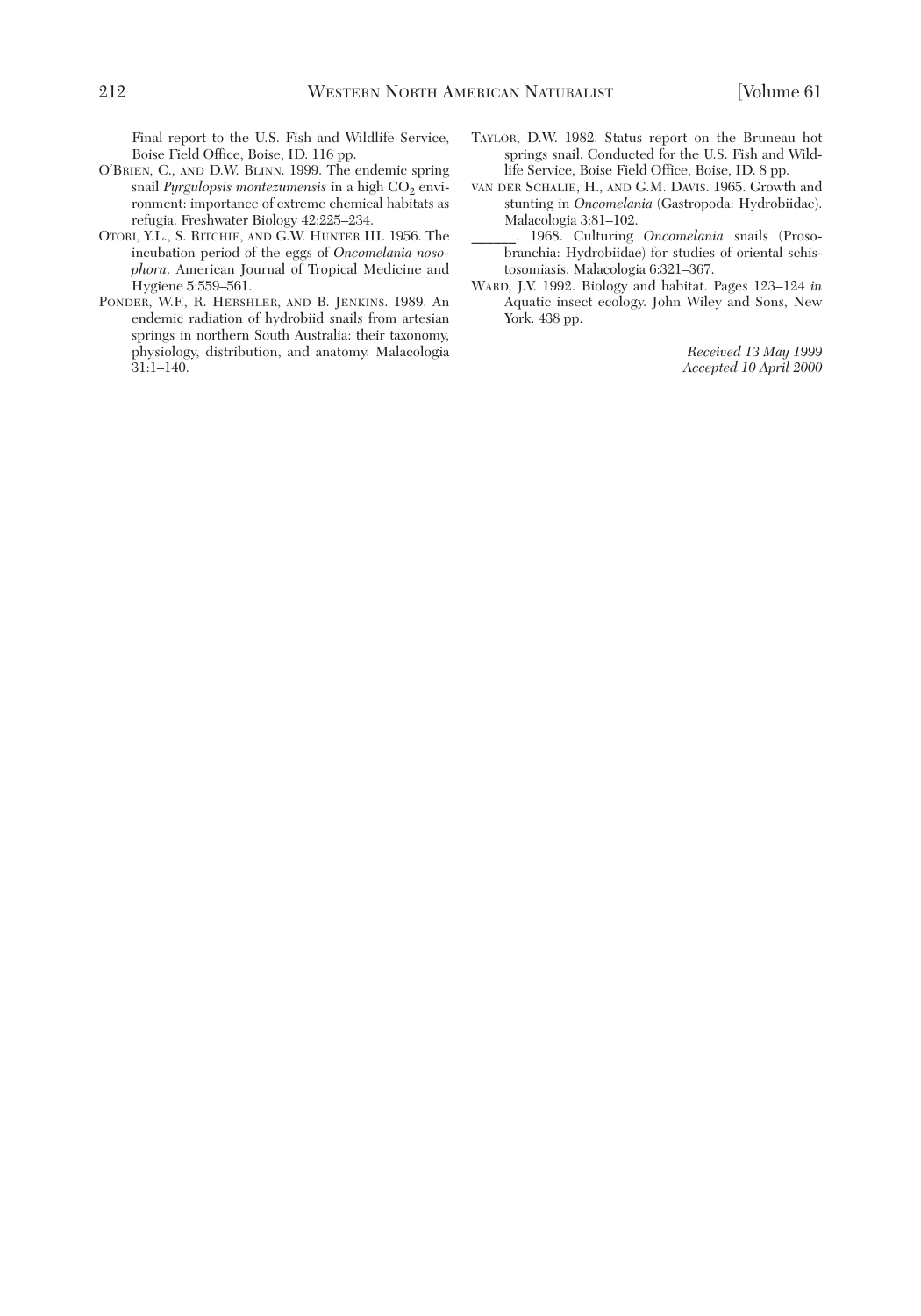Final report to the U.S. Fish and Wildlife Service, Boise Field Office, Boise, ID. 116 pp.

O'BRIEN, C., AND D.W. BLINN. 1999. The endemic spring snail *Pyrgulopsis montezumensis* in a high $CO_2$ environment: importance of extreme chemical habitats as refugia. Freshwater Biology 42:225–234.

OTORI, Y.L., S. RITCHIE, AND G.W. HUNTER III. 1956. The incubation period of the eggs of *Oncomelania nosophora*. American Journal of Tropical Medicine and Hygiene 5:559–561.

PONDER, W.F., R. HERSHLER, AND B. JENKINS. 1989. An endemic radiation of hydrobiid snails from artesian springs in northern South Australia: their taxonomy, physiology, distribution, and anatomy. Malacologia 31:1–140.

TAYLOR, D.W. 1982. Status report on the Bruneau hot springs snail. Conducted for the U.S. Fish and Wildlife Service, Boise Field Office, Boise, ID. 8 pp.

VAN DER SCHALIE, H., AND G.M. DAVIS. 1965. Growth and stunting in *Oncomelania* (Gastropoda: Hydrobiidae). Malacologia 3:81–102.

______. 1968. Culturing *Oncomelania* snails (Prosobranchia: Hydrobiidae) for studies of oriental schistosomiasis. Malacologia 6:321–367.

WARD, J.V. 1992. Biology and habitat. Pages 123–124 *in* Aquatic insect ecology. John Wiley and Sons, New York. 438 pp.

*Received 13 May 1999*
*Accepted 10 April 2000*